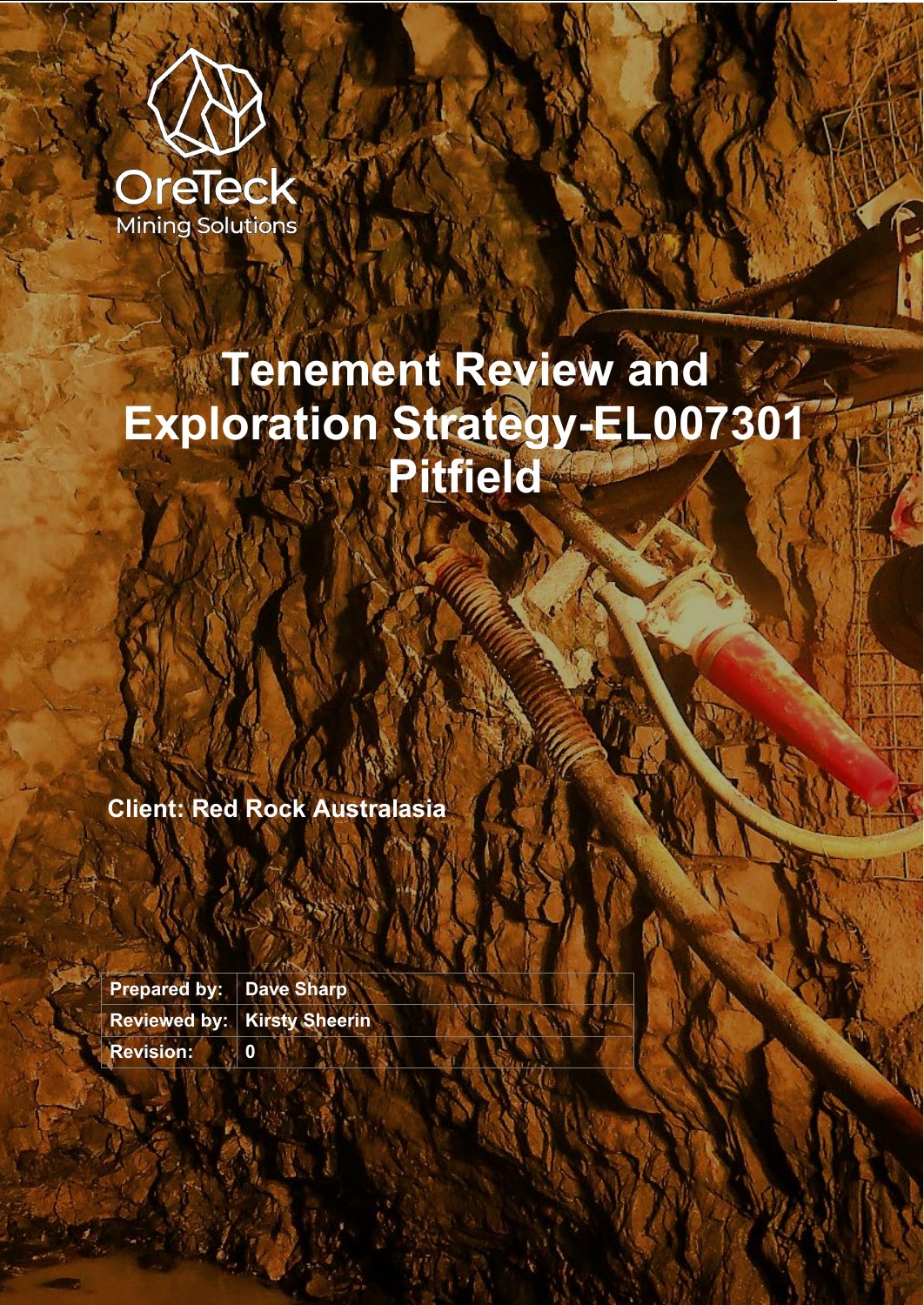OreTeck
Mining Solutions

# Tenement Review and Exploration Strategy-EL007301 Pitfield

**Client: Red Rock Australasia**

| **Prepared by:** | **Dave Sharp** |
|---|---|
| **Reviewed by:** | **Kirsty Sheerin** |
| **Revision:** | **0** |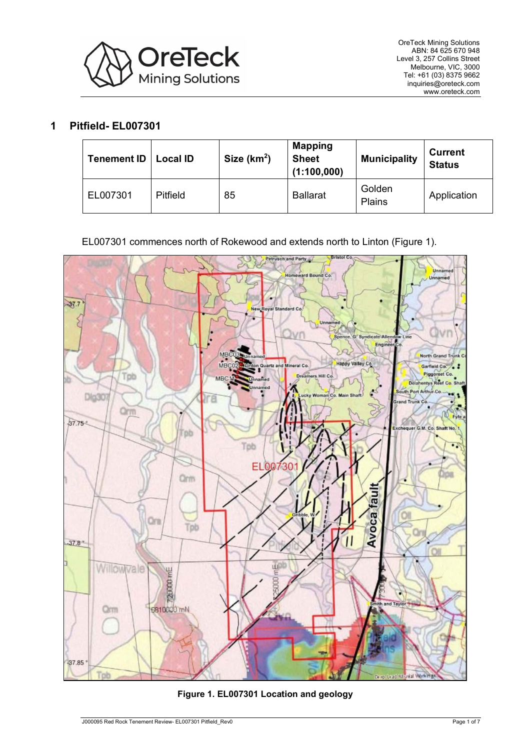# 1 Pitfield- EL007301

| Tenement ID | Local ID | Size (km$^2$) | Mapping Sheet (1:100,000) | Municipality | Current Status |
|---|---|---|---|---|---|
| EL007301 | Pitfield | 85 | Ballarat | Golden Plains | Application |

EL007301 commences north of Rokewood and extends north to Linton (Figure 1).

**Figure 1. EL007301 Location and geology**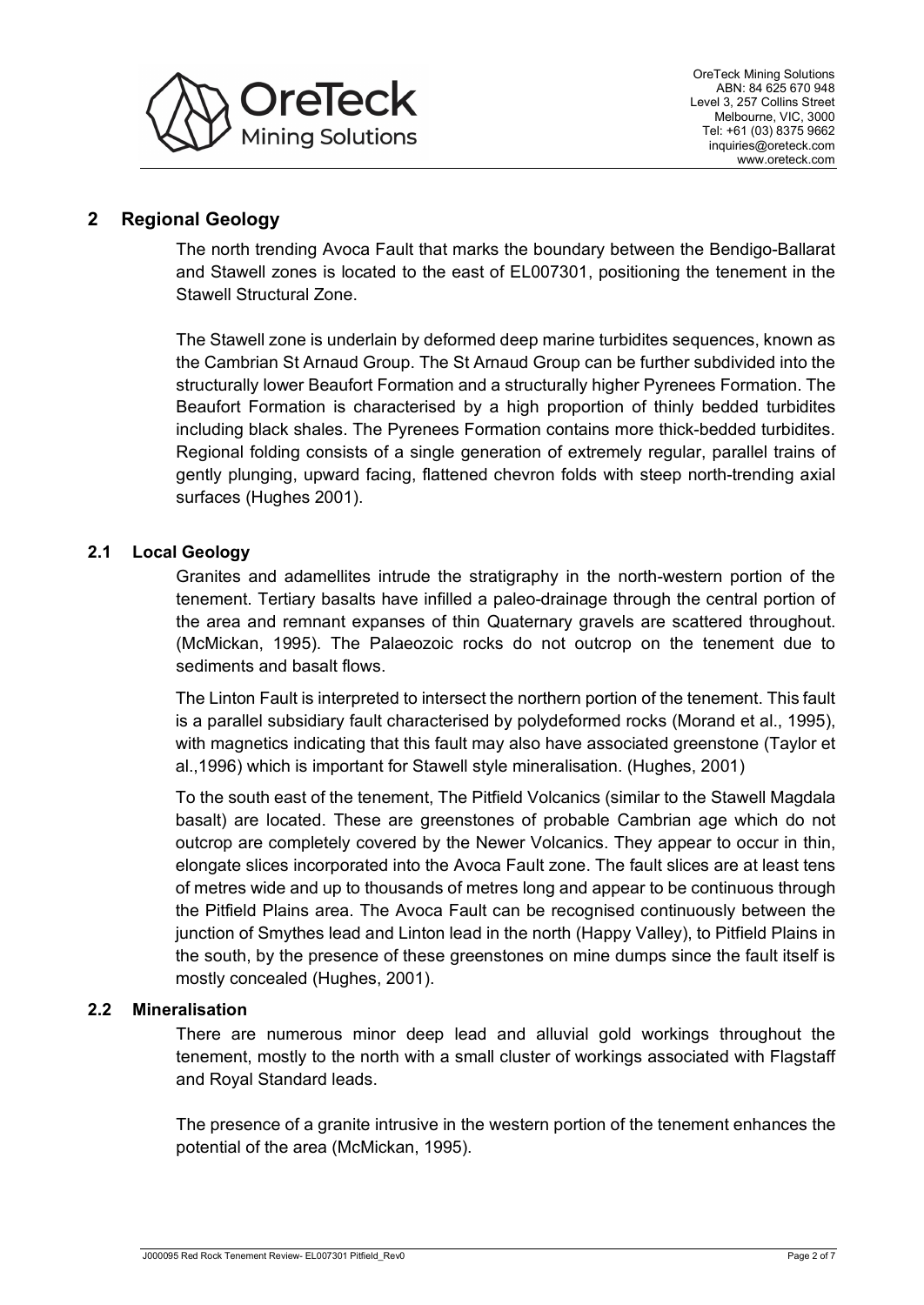## 2 Regional Geology

The north trending Avoca Fault that marks the boundary between the Bendigo-Ballarat and Stawell zones is located to the east of EL007301, positioning the tenement in the Stawell Structural Zone.

The Stawell zone is underlain by deformed deep marine turbidites sequences, known as the Cambrian St Arnaud Group. The St Arnaud Group can be further subdivided into the structurally lower Beaufort Formation and a structurally higher Pyrenees Formation. The Beaufort Formation is characterised by a high proportion of thinly bedded turbidites including black shales. The Pyrenees Formation contains more thick-bedded turbidites. Regional folding consists of a single generation of extremely regular, parallel trains of gently plunging, upward facing, flattened chevron folds with steep north-trending axial surfaces (Hughes 2001).

### 2.1 Local Geology

Granites and adamellites intrude the stratigraphy in the north-western portion of the tenement. Tertiary basalts have infilled a paleo-drainage through the central portion of the area and remnant expanses of thin Quaternary gravels are scattered throughout. (McMickan, 1995). The Palaeozoic rocks do not outcrop on the tenement due to sediments and basalt flows.

The Linton Fault is interpreted to intersect the northern portion of the tenement. This fault is a parallel subsidiary fault characterised by polydeformed rocks (Morand et al., 1995), with magnetics indicating that this fault may also have associated greenstone (Taylor et al.,1996) which is important for Stawell style mineralisation. (Hughes, 2001)

To the south east of the tenement, The Pitfield Volcanics (similar to the Stawell Magdala basalt) are located. These are greenstones of probable Cambrian age which do not outcrop are completely covered by the Newer Volcanics. They appear to occur in thin, elongate slices incorporated into the Avoca Fault zone. The fault slices are at least tens of metres wide and up to thousands of metres long and appear to be continuous through the Pitfield Plains area. The Avoca Fault can be recognised continuously between the junction of Smythes lead and Linton lead in the north (Happy Valley), to Pitfield Plains in the south, by the presence of these greenstones on mine dumps since the fault itself is mostly concealed (Hughes, 2001).

### 2.2 Mineralisation

There are numerous minor deep lead and alluvial gold workings throughout the tenement, mostly to the north with a small cluster of workings associated with Flagstaff and Royal Standard leads.

The presence of a granite intrusive in the western portion of the tenement enhances the potential of the area (McMickan, 1995).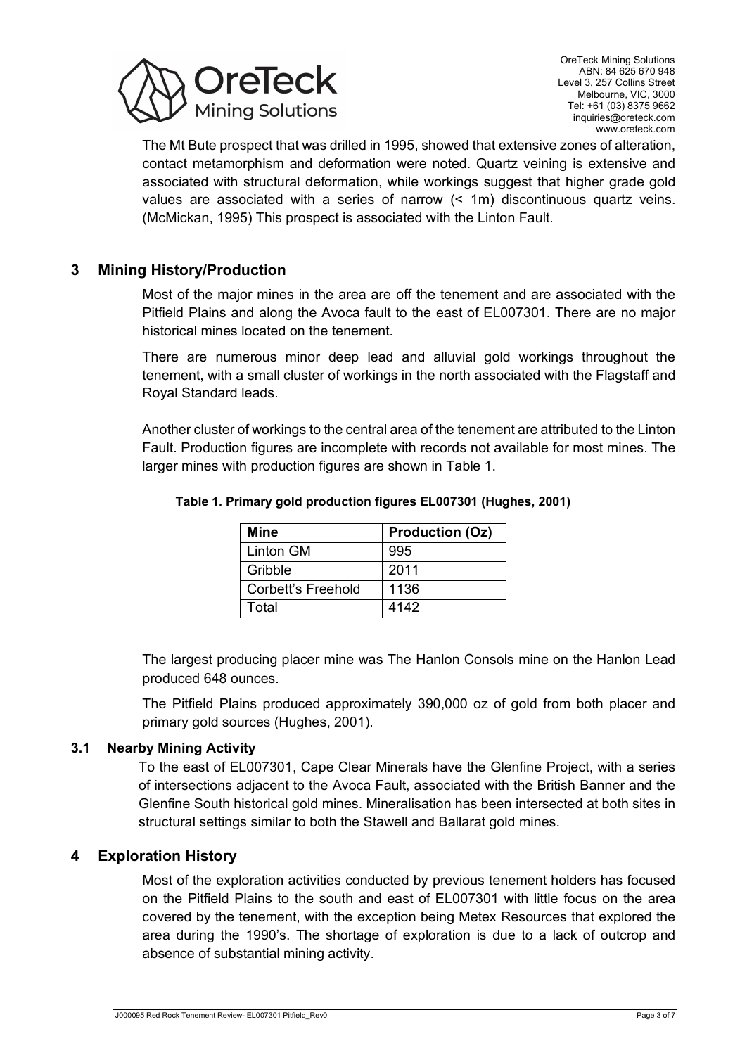The Mt Bute prospect that was drilled in 1995, showed that extensive zones of alteration, contact metamorphism and deformation were noted. Quartz veining is extensive and associated with structural deformation, while workings suggest that higher grade gold values are associated with a series of narrow (< 1m) discontinuous quartz veins. (McMickan, 1995) This prospect is associated with the Linton Fault.

## 3 Mining History/Production

Most of the major mines in the area are off the tenement and are associated with the Pitfield Plains and along the Avoca fault to the east of EL007301. There are no major historical mines located on the tenement.

There are numerous minor deep lead and alluvial gold workings throughout the tenement, with a small cluster of workings in the north associated with the Flagstaff and Royal Standard leads.

Another cluster of workings to the central area of the tenement are attributed to the Linton Fault. Production figures are incomplete with records not available for most mines. The larger mines with production figures are shown in Table 1.

**Table 1. Primary gold production figures EL007301 (Hughes, 2001)**

| Mine | Production (Oz) |
|---|---|
| Linton GM | 995 |
| Gribble | 2011 |
| Corbett's Freehold | 1136 |
| Total | 4142 |

The largest producing placer mine was The Hanlon Consols mine on the Hanlon Lead produced 648 ounces.

The Pitfield Plains produced approximately 390,000 oz of gold from both placer and primary gold sources (Hughes, 2001).

### 3.1 Nearby Mining Activity

To the east of EL007301, Cape Clear Minerals have the Glenfine Project, with a series of intersections adjacent to the Avoca Fault, associated with the British Banner and the Glenfine South historical gold mines. Mineralisation has been intersected at both sites in structural settings similar to both the Stawell and Ballarat gold mines.

## 4 Exploration History

Most of the exploration activities conducted by previous tenement holders has focused on the Pitfield Plains to the south and east of EL007301 with little focus on the area covered by the tenement, with the exception being Metex Resources that explored the area during the 1990's. The shortage of exploration is due to a lack of outcrop and absence of substantial mining activity.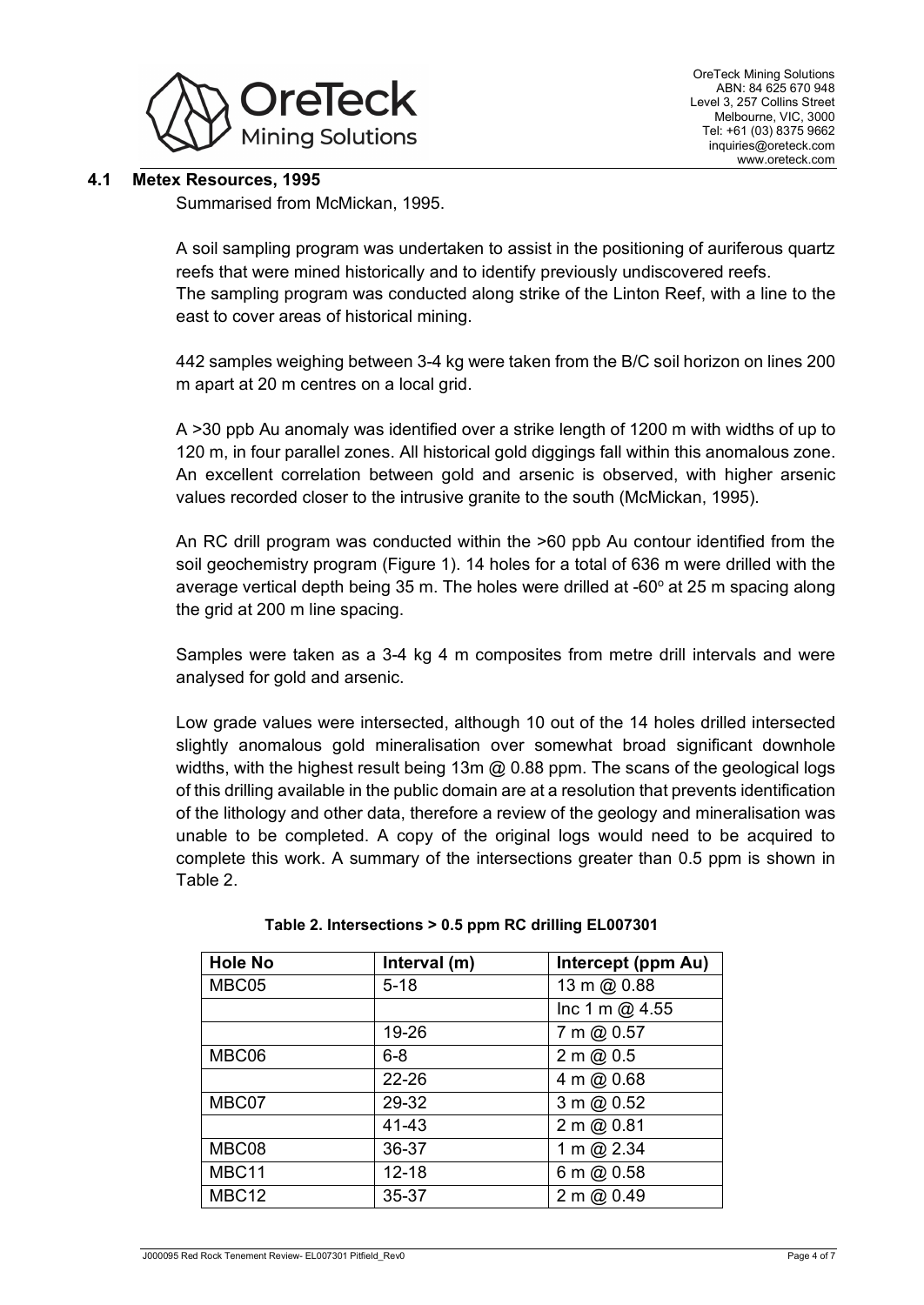### 4.1 Metex Resources, 1995

Summarised from McMickan, 1995.

A soil sampling program was undertaken to assist in the positioning of auriferous quartz reefs that were mined historically and to identify previously undiscovered reefs. The sampling program was conducted along strike of the Linton Reef, with a line to the east to cover areas of historical mining.

442 samples weighing between 3-4 kg were taken from the B/C soil horizon on lines 200 m apart at 20 m centres on a local grid.

A >30 ppb Au anomaly was identified over a strike length of 1200 m with widths of up to 120 m, in four parallel zones. All historical gold diggings fall within this anomalous zone. An excellent correlation between gold and arsenic is observed, with higher arsenic values recorded closer to the intrusive granite to the south (McMickan, 1995).

An RC drill program was conducted within the >60 ppb Au contour identified from the soil geochemistry program (Figure 1). 14 holes for a total of 636 m were drilled with the average vertical depth being 35 m. The holes were drilled at -60° at 25 m spacing along the grid at 200 m line spacing.

Samples were taken as a 3-4 kg 4 m composites from metre drill intervals and were analysed for gold and arsenic.

Low grade values were intersected, although 10 out of the 14 holes drilled intersected slightly anomalous gold mineralisation over somewhat broad significant downhole widths, with the highest result being 13m @ 0.88 ppm. The scans of the geological logs of this drilling available in the public domain are at a resolution that prevents identification of the lithology and other data, therefore a review of the geology and mineralisation was unable to be completed. A copy of the original logs would need to be acquired to complete this work. A summary of the intersections greater than 0.5 ppm is shown in Table 2.

**Table 2. Intersections > 0.5 ppm RC drilling EL007301**

| Hole No | Interval (m) | Intercept (ppm Au) |
|---|---|---|
| MBC05 | 5-18 | 13 m @ 0.88 |
| | | Inc 1 m @ 4.55 |
| | 19-26 | 7 m @ 0.57 |
| MBC06 | 6-8 | 2 m @ 0.5 |
| | 22-26 | 4 m @ 0.68 |
| MBC07 | 29-32 | 3 m @ 0.52 |
| | 41-43 | 2 m @ 0.81 |
| MBC08 | 36-37 | 1 m @ 2.34 |
| MBC11 | 12-18 | 6 m @ 0.58 |
| MBC12 | 35-37 | 2 m @ 0.49 |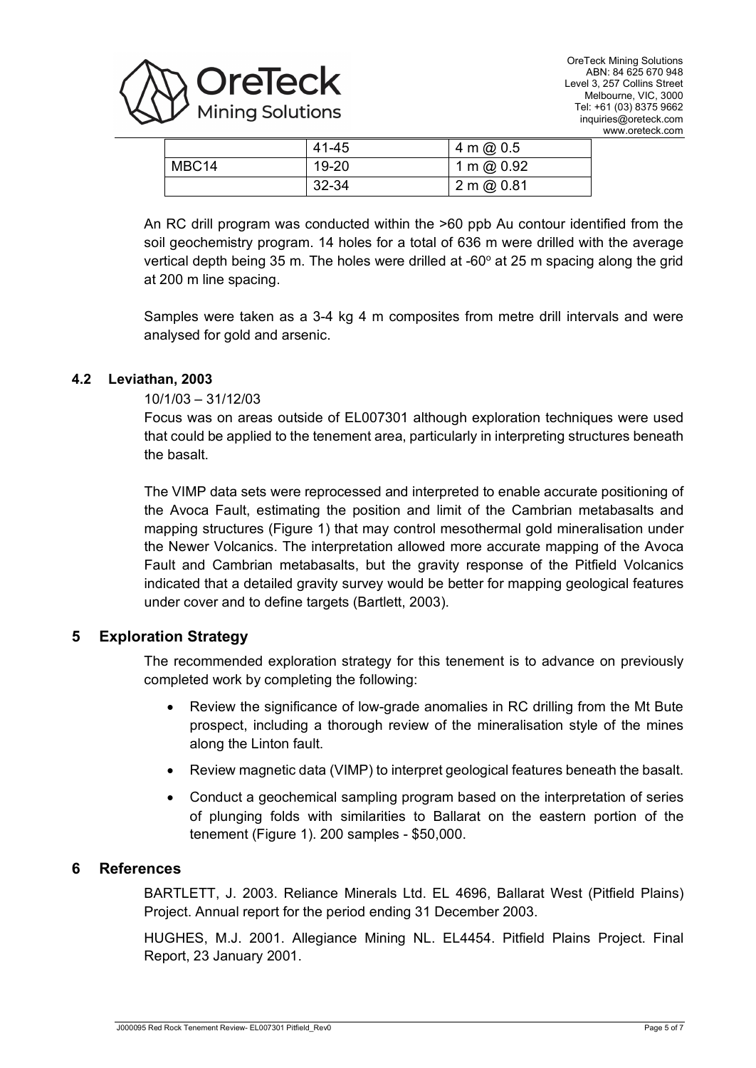| | | |
|---|---|---|
| | 41-45 | 4 m @ 0.5 |
| MBC14 | 19-20 | 1 m @ 0.92 |
| | 32-34 | 2 m @ 0.81 |

An RC drill program was conducted within the >60 ppb Au contour identified from the soil geochemistry program. 14 holes for a total of 636 m were drilled with the average vertical depth being 35 m. The holes were drilled at -60$^{o}$ at 25 m spacing along the grid at 200 m line spacing.

Samples were taken as a 3-4 kg 4 m composites from metre drill intervals and were analysed for gold and arsenic.

### 4.2 Leviathan, 2003

10/1/03 – 31/12/03

Focus was on areas outside of EL007301 although exploration techniques were used that could be applied to the tenement area, particularly in interpreting structures beneath the basalt.

The VIMP data sets were reprocessed and interpreted to enable accurate positioning of the Avoca Fault, estimating the position and limit of the Cambrian metabasalts and mapping structures (Figure 1) that may control mesothermal gold mineralisation under the Newer Volcanics. The interpretation allowed more accurate mapping of the Avoca Fault and Cambrian metabasalts, but the gravity response of the Pitfield Volcanics indicated that a detailed gravity survey would be better for mapping geological features under cover and to define targets (Bartlett, 2003).

## 5 Exploration Strategy

The recommended exploration strategy for this tenement is to advance on previously completed work by completing the following:

- Review the significance of low-grade anomalies in RC drilling from the Mt Bute prospect, including a thorough review of the mineralisation style of the mines along the Linton fault.
- Review magnetic data (VIMP) to interpret geological features beneath the basalt.
- Conduct a geochemical sampling program based on the interpretation of series of plunging folds with similarities to Ballarat on the eastern portion of the tenement (Figure 1). 200 samples - $50,000.

## 6 References

BARTLETT, J. 2003. Reliance Minerals Ltd. EL 4696, Ballarat West (Pitfield Plains) Project. Annual report for the period ending 31 December 2003.

HUGHES, M.J. 2001. Allegiance Mining NL. EL4454. Pitfield Plains Project. Final Report, 23 January 2001.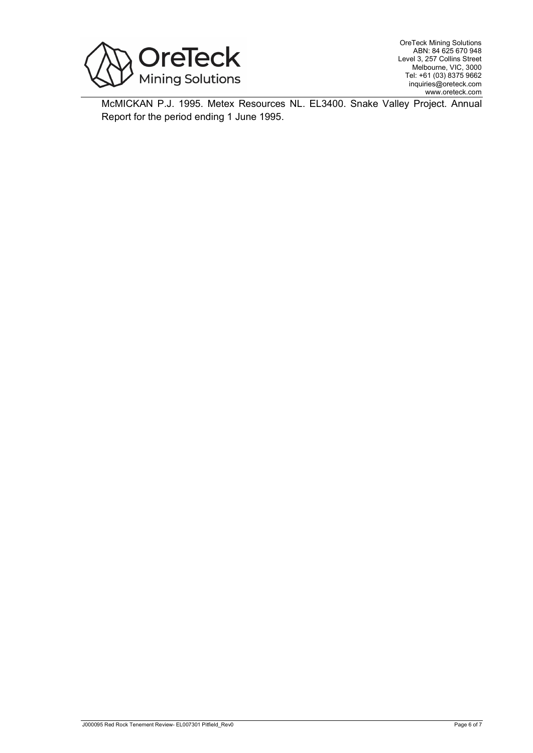McMICKAN P.J. 1995. Metex Resources NL. EL3400. Snake Valley Project. Annual Report for the period ending 1 June 1995.